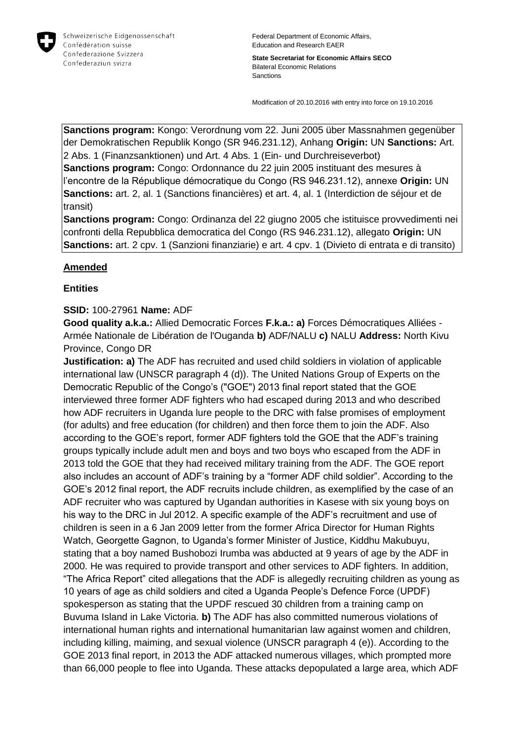Schweizerische Eidgenossenschaft
Confédération suisse
Confederazione Svizzera
Confederaziun svizra

Federal Department of Economic Affairs, Education and Research EAER

**State Secretariat for Economic Affairs SECO**
Bilateral Economic Relations
Sanctions

Modification of 20.10.2016 with entry into force on 19.10.2016

**Sanctions program:** Kongo: Verordnung vom 22. Juni 2005 über Massnahmen gegenüber der Demokratischen Republik Kongo (SR 946.231.12), Anhang **Origin:** UN **Sanctions:** Art. 2 Abs. 1 (Finanzsanktionen) und Art. 4 Abs. 1 (Ein- und Durchreiseverbot)
**Sanctions program:** Congo: Ordonnance du 22 juin 2005 instituant des mesures à l'encontre de la République démocratique du Congo (RS 946.231.12), annexe **Origin:** UN **Sanctions:** art. 2, al. 1 (Sanctions financières) et art. 4, al. 1 (Interdiction de séjour et de transit)
**Sanctions program:** Congo: Ordinanza del 22 giugno 2005 che istituisce provvedimenti nei confronti della Repubblica democratica del Congo (RS 946.231.12), allegato **Origin:** UN **Sanctions:** art. 2 cpv. 1 (Sanzioni finanziarie) e art. 4 cpv. 1 (Divieto di entrata e di transito)

**Amended**

**Entities**

**SSID:** 100-27961 **Name:** ADF
**Good quality a.k.a.:** Allied Democratic Forces **F.k.a.: a)** Forces Démocratiques Alliées - Armée Nationale de Libération de l'Ouganda **b)** ADF/NALU **c)** NALU **Address:** North Kivu Province, Congo DR
**Justification: a)** The ADF has recruited and used child soldiers in violation of applicable international law (UNSCR paragraph 4 (d)). The United Nations Group of Experts on the Democratic Republic of the Congo's ("GOE") 2013 final report stated that the GOE interviewed three former ADF fighters who had escaped during 2013 and who described how ADF recruiters in Uganda lure people to the DRC with false promises of employment (for adults) and free education (for children) and then force them to join the ADF. Also according to the GOE's report, former ADF fighters told the GOE that the ADF's training groups typically include adult men and boys and two boys who escaped from the ADF in 2013 told the GOE that they had received military training from the ADF. The GOE report also includes an account of ADF's training by a "former ADF child soldier". According to the GOE's 2012 final report, the ADF recruits include children, as exemplified by the case of an ADF recruiter who was captured by Ugandan authorities in Kasese with six young boys on his way to the DRC in Jul 2012. A specific example of the ADF's recruitment and use of children is seen in a 6 Jan 2009 letter from the former Africa Director for Human Rights Watch, Georgette Gagnon, to Uganda's former Minister of Justice, Kiddhu Makubuyu, stating that a boy named Bushobozi Irumba was abducted at 9 years of age by the ADF in 2000. He was required to provide transport and other services to ADF fighters. In addition, "The Africa Report" cited allegations that the ADF is allegedly recruiting children as young as 10 years of age as child soldiers and cited a Uganda People's Defence Force (UPDF) spokesperson as stating that the UPDF rescued 30 children from a training camp on Buvuma Island in Lake Victoria. **b)** The ADF has also committed numerous violations of international human rights and international humanitarian law against women and children, including killing, maiming, and sexual violence (UNSCR paragraph 4 (e)). According to the GOE 2013 final report, in 2013 the ADF attacked numerous villages, which prompted more than 66,000 people to flee into Uganda. These attacks depopulated a large area, which ADF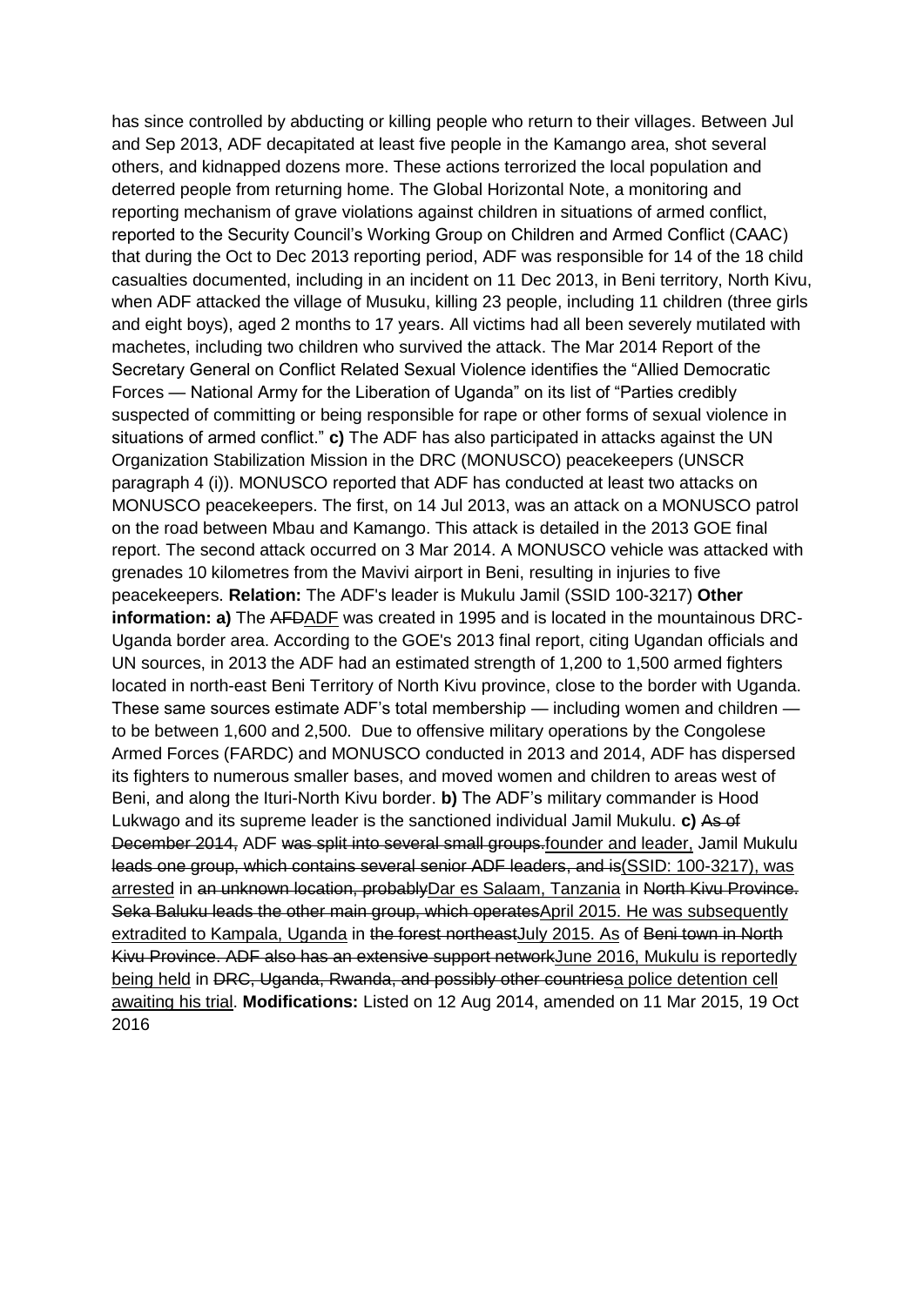has since controlled by abducting or killing people who return to their villages. Between Jul and Sep 2013, ADF decapitated at least five people in the Kamango area, shot several others, and kidnapped dozens more. These actions terrorized the local population and deterred people from returning home. The Global Horizontal Note, a monitoring and reporting mechanism of grave violations against children in situations of armed conflict, reported to the Security Council's Working Group on Children and Armed Conflict (CAAC) that during the Oct to Dec 2013 reporting period, ADF was responsible for 14 of the 18 child casualties documented, including in an incident on 11 Dec 2013, in Beni territory, North Kivu, when ADF attacked the village of Musuku, killing 23 people, including 11 children (three girls and eight boys), aged 2 months to 17 years. All victims had all been severely mutilated with machetes, including two children who survived the attack. The Mar 2014 Report of the Secretary General on Conflict Related Sexual Violence identifies the "Allied Democratic Forces — National Army for the Liberation of Uganda" on its list of "Parties credibly suspected of committing or being responsible for rape or other forms of sexual violence in situations of armed conflict." **c)** The ADF has also participated in attacks against the UN Organization Stabilization Mission in the DRC (MONUSCO) peacekeepers (UNSCR paragraph 4 (i)). MONUSCO reported that ADF has conducted at least two attacks on MONUSCO peacekeepers. The first, on 14 Jul 2013, was an attack on a MONUSCO patrol on the road between Mbau and Kamango. This attack is detailed in the 2013 GOE final report. The second attack occurred on 3 Mar 2014. A MONUSCO vehicle was attacked with grenades 10 kilometres from the Mavivi airport in Beni, resulting in injuries to five peacekeepers. **Relation:** The ADF's leader is Mukulu Jamil (SSID 100-3217) **Other information: a)** The ~~AFD~~ADF was created in 1995 and is located in the mountainous DRC-Uganda border area. According to the GOE's 2013 final report, citing Ugandan officials and UN sources, in 2013 the ADF had an estimated strength of 1,200 to 1,500 armed fighters located in north-east Beni Territory of North Kivu province, close to the border with Uganda. These same sources estimate ADF's total membership — including women and children — to be between 1,600 and 2,500. Due to offensive military operations by the Congolese Armed Forces (FARDC) and MONUSCO conducted in 2013 and 2014, ADF has dispersed its fighters to numerous smaller bases, and moved women and children to areas west of Beni, and along the Ituri-North Kivu border. **b)** The ADF's military commander is Hood Lukwago and its supreme leader is the sanctioned individual Jamil Mukulu. **c)** ~~As of December 2014,~~ ADF ~~was split into several small groups.~~founder and leader, Jamil Mukulu ~~leads one group, which contains several senior ADF leaders, and is~~(SSID: 100-3217), was arrested in ~~an unknown location, probably~~Dar es Salaam, Tanzania in ~~North Kivu Province. Seka Baluku leads the other main group, which operates~~April 2015. He was subsequently extradited to Kampala, Uganda in ~~the forest northeast~~July 2015. As of ~~Beni town in North Kivu Province. ADF also has an extensive support network~~June 2016, Mukulu is reportedly being held in ~~DRC, Uganda, Rwanda, and possibly other countries~~a police detention cell awaiting his trial. **Modifications:** Listed on 12 Aug 2014, amended on 11 Mar 2015, 19 Oct 2016